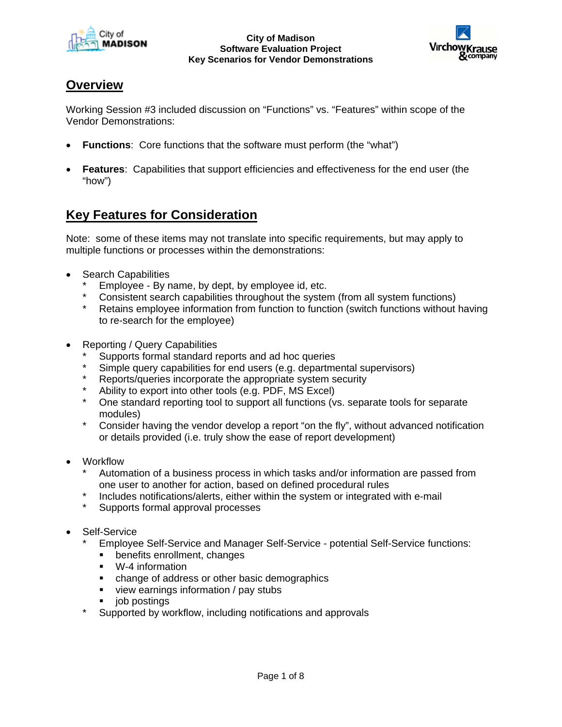City of Madison
Software Evaluation Project
Key Scenarios for Vendor Demonstrations

## Overview

Working Session #3 included discussion on "Functions" vs. "Features" within scope of the Vendor Demonstrations:

- **Functions**: Core functions that the software must perform (the "what")
- **Features**: Capabilities that support efficiencies and effectiveness for the end user (the "how")

## Key Features for Consideration

Note: some of these items may not translate into specific requirements, but may apply to multiple functions or processes within the demonstrations:

- Search Capabilities
  - Employee - By name, by dept, by employee id, etc.
  - Consistent search capabilities throughout the system (from all system functions)
  - Retains employee information from function to function (switch functions without having to re-search for the employee)
- Reporting / Query Capabilities
  - Supports formal standard reports and ad hoc queries
  - Simple query capabilities for end users (e.g. departmental supervisors)
  - Reports/queries incorporate the appropriate system security
  - Ability to export into other tools (e.g. PDF, MS Excel)
  - One standard reporting tool to support all functions (vs. separate tools for separate modules)
  - Consider having the vendor develop a report "on the fly", without advanced notification or details provided (i.e. truly show the ease of report development)
- Workflow
  - Automation of a business process in which tasks and/or information are passed from one user to another for action, based on defined procedural rules
  - Includes notifications/alerts, either within the system or integrated with e-mail
  - Supports formal approval processes
- Self-Service
  - Employee Self-Service and Manager Self-Service - potential Self-Service functions:
    - benefits enrollment, changes
    - W-4 information
    - change of address or other basic demographics
    - view earnings information / pay stubs
    - job postings
  - Supported by workflow, including notifications and approvals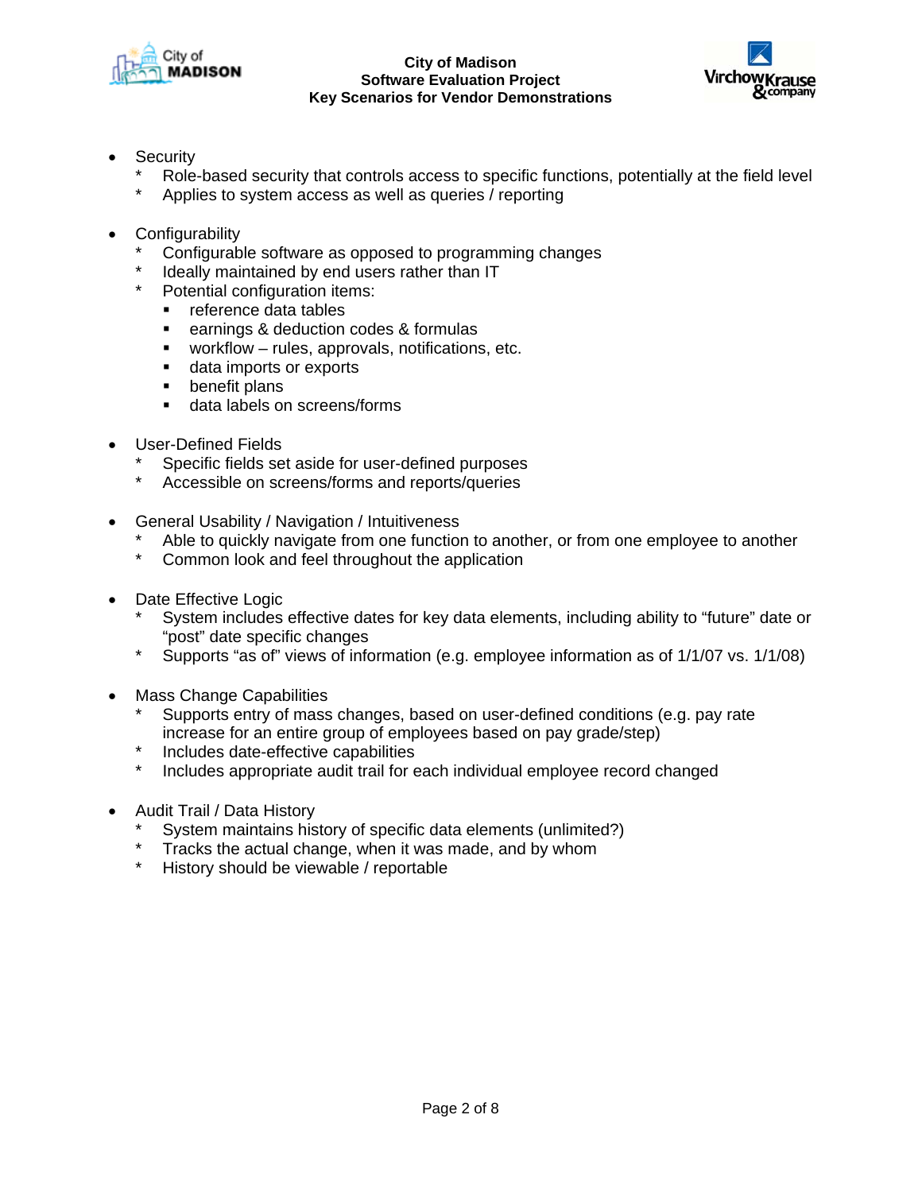- Security
  * Role-based security that controls access to specific functions, potentially at the field level
  * Applies to system access as well as queries / reporting

- Configurability
  * Configurable software as opposed to programming changes
  * Ideally maintained by end users rather than IT
  * Potential configuration items:
    - reference data tables
    - earnings & deduction codes & formulas
    - workflow – rules, approvals, notifications, etc.
    - data imports or exports
    - benefit plans
    - data labels on screens/forms

- User-Defined Fields
  * Specific fields set aside for user-defined purposes
  * Accessible on screens/forms and reports/queries

- General Usability / Navigation / Intuitiveness
  * Able to quickly navigate from one function to another, or from one employee to another
  * Common look and feel throughout the application

- Date Effective Logic
  * System includes effective dates for key data elements, including ability to "future" date or "post" date specific changes
  * Supports "as of" views of information (e.g. employee information as of 1/1/07 vs. 1/1/08)

- Mass Change Capabilities
  * Supports entry of mass changes, based on user-defined conditions (e.g. pay rate increase for an entire group of employees based on pay grade/step)
  * Includes date-effective capabilities
  * Includes appropriate audit trail for each individual employee record changed

- Audit Trail / Data History
  * System maintains history of specific data elements (unlimited?)
  * Tracks the actual change, when it was made, and by whom
  * History should be viewable / reportable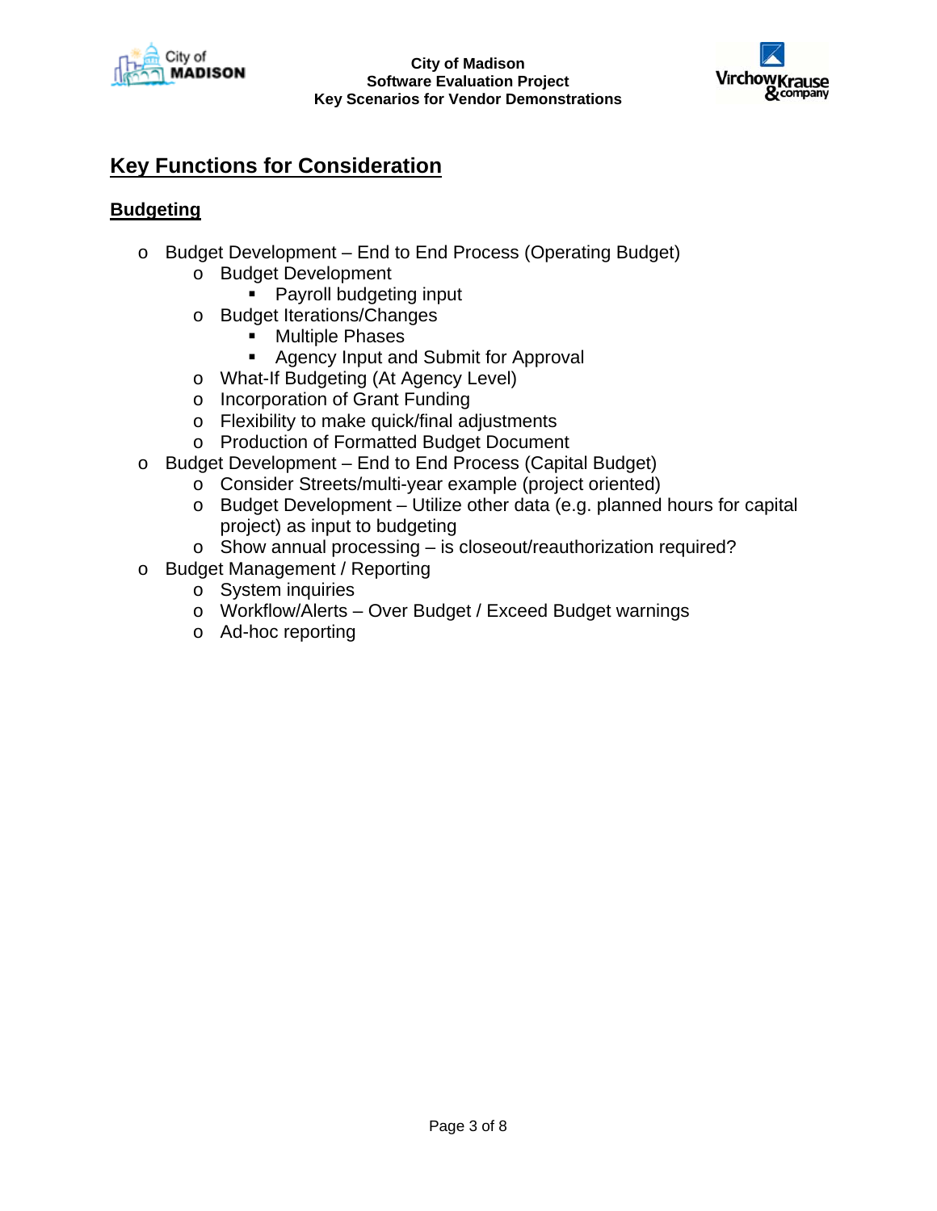## Key Functions for Consideration

### Budgeting

- Budget Development – End to End Process (Operating Budget)
  - Budget Development
    - Payroll budgeting input
  - Budget Iterations/Changes
    - Multiple Phases
    - Agency Input and Submit for Approval
  - What-If Budgeting (At Agency Level)
  - Incorporation of Grant Funding
  - Flexibility to make quick/final adjustments
  - Production of Formatted Budget Document
- Budget Development – End to End Process (Capital Budget)
  - Consider Streets/multi-year example (project oriented)
  - Budget Development – Utilize other data (e.g. planned hours for capital project) as input to budgeting
  - Show annual processing – is closeout/reauthorization required?
- Budget Management / Reporting
  - System inquiries
  - Workflow/Alerts – Over Budget / Exceed Budget warnings
  - Ad-hoc reporting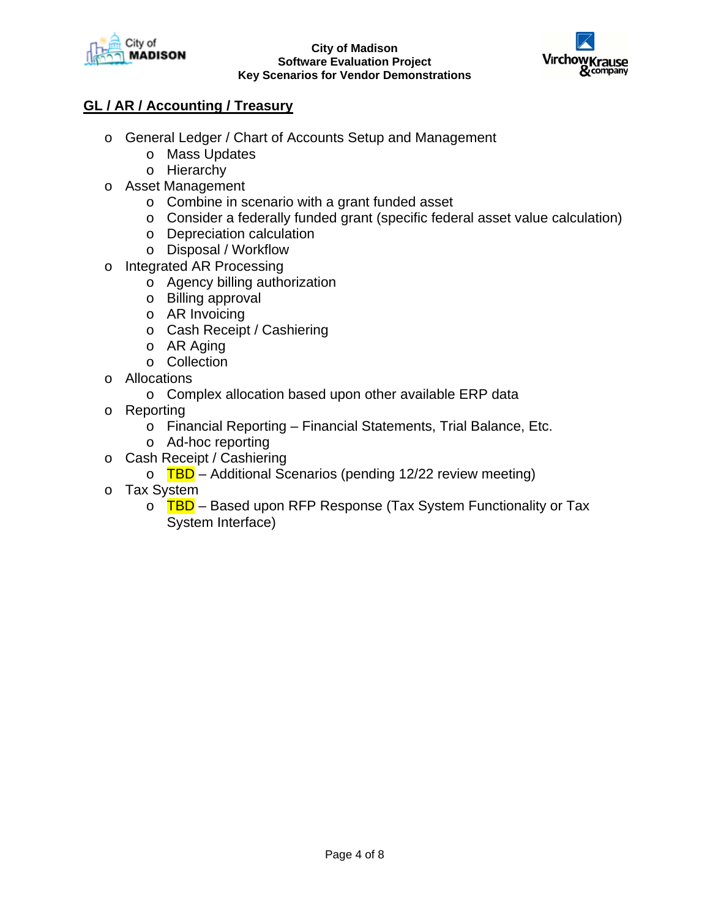## GL / AR / Accounting / Treasury

- General Ledger / Chart of Accounts Setup and Management
  - Mass Updates
  - Hierarchy
- Asset Management
  - Combine in scenario with a grant funded asset
  - Consider a federally funded grant (specific federal asset value calculation)
  - Depreciation calculation
  - Disposal / Workflow
- Integrated AR Processing
  - Agency billing authorization
  - Billing approval
  - AR Invoicing
  - Cash Receipt / Cashiering
  - AR Aging
  - Collection
- Allocations
  - Complex allocation based upon other available ERP data
- Reporting
  - Financial Reporting – Financial Statements, Trial Balance, Etc.
  - Ad-hoc reporting
- Cash Receipt / Cashiering
  - TBD – Additional Scenarios (pending 12/22 review meeting)
- Tax System
  - TBD – Based upon RFP Response (Tax System Functionality or Tax System Interface)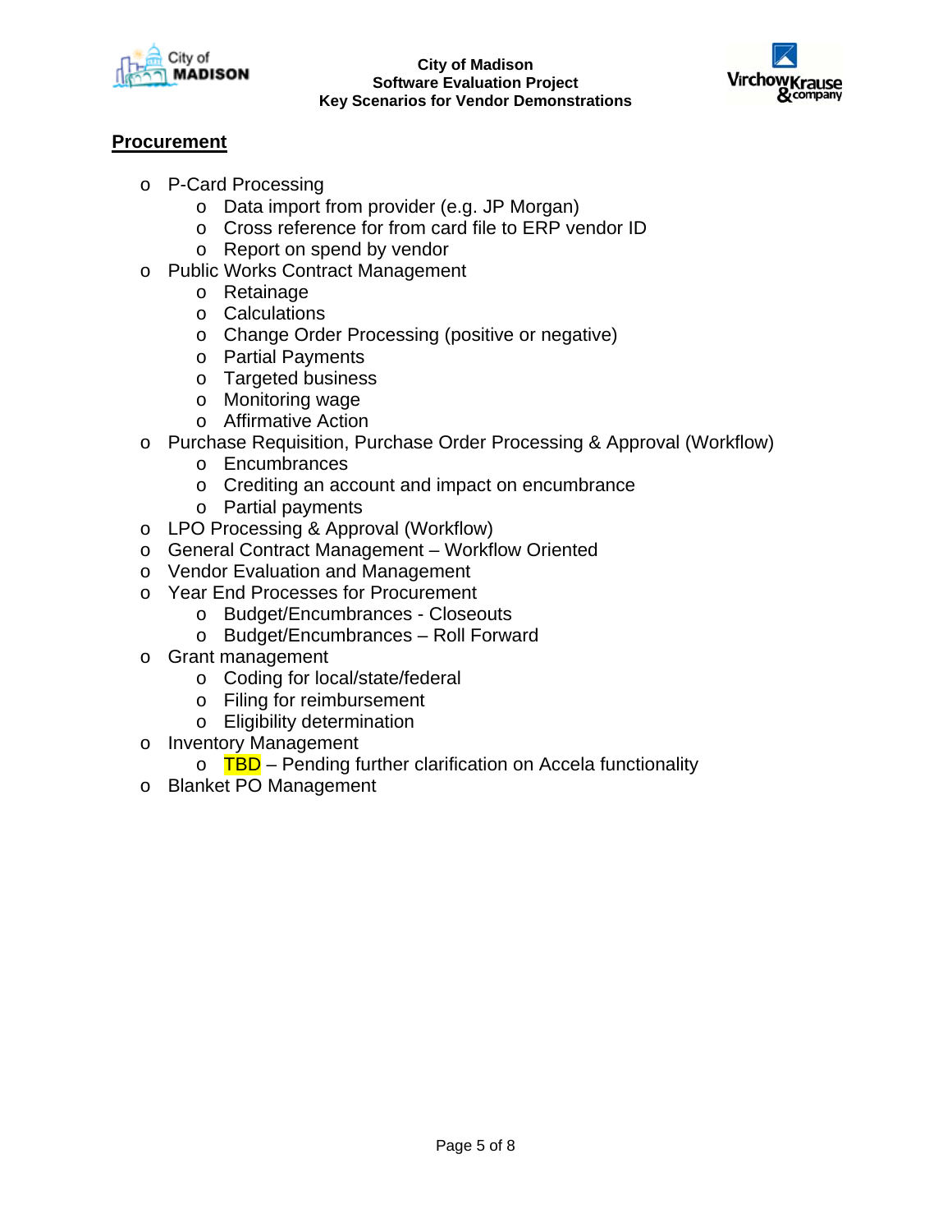## Procurement

- P-Card Processing
  - Data import from provider (e.g. JP Morgan)
  - Cross reference for from card file to ERP vendor ID
  - Report on spend by vendor
- Public Works Contract Management
  - Retainage
  - Calculations
  - Change Order Processing (positive or negative)
  - Partial Payments
  - Targeted business
  - Monitoring wage
  - Affirmative Action
- Purchase Requisition, Purchase Order Processing & Approval (Workflow)
  - Encumbrances
  - Crediting an account and impact on encumbrance
  - Partial payments
- LPO Processing & Approval (Workflow)
- General Contract Management – Workflow Oriented
- Vendor Evaluation and Management
- Year End Processes for Procurement
  - Budget/Encumbrances - Closeouts
  - Budget/Encumbrances – Roll Forward
- Grant management
  - Coding for local/state/federal
  - Filing for reimbursement
  - Eligibility determination
- Inventory Management
  - TBD – Pending further clarification on Accela functionality
- Blanket PO Management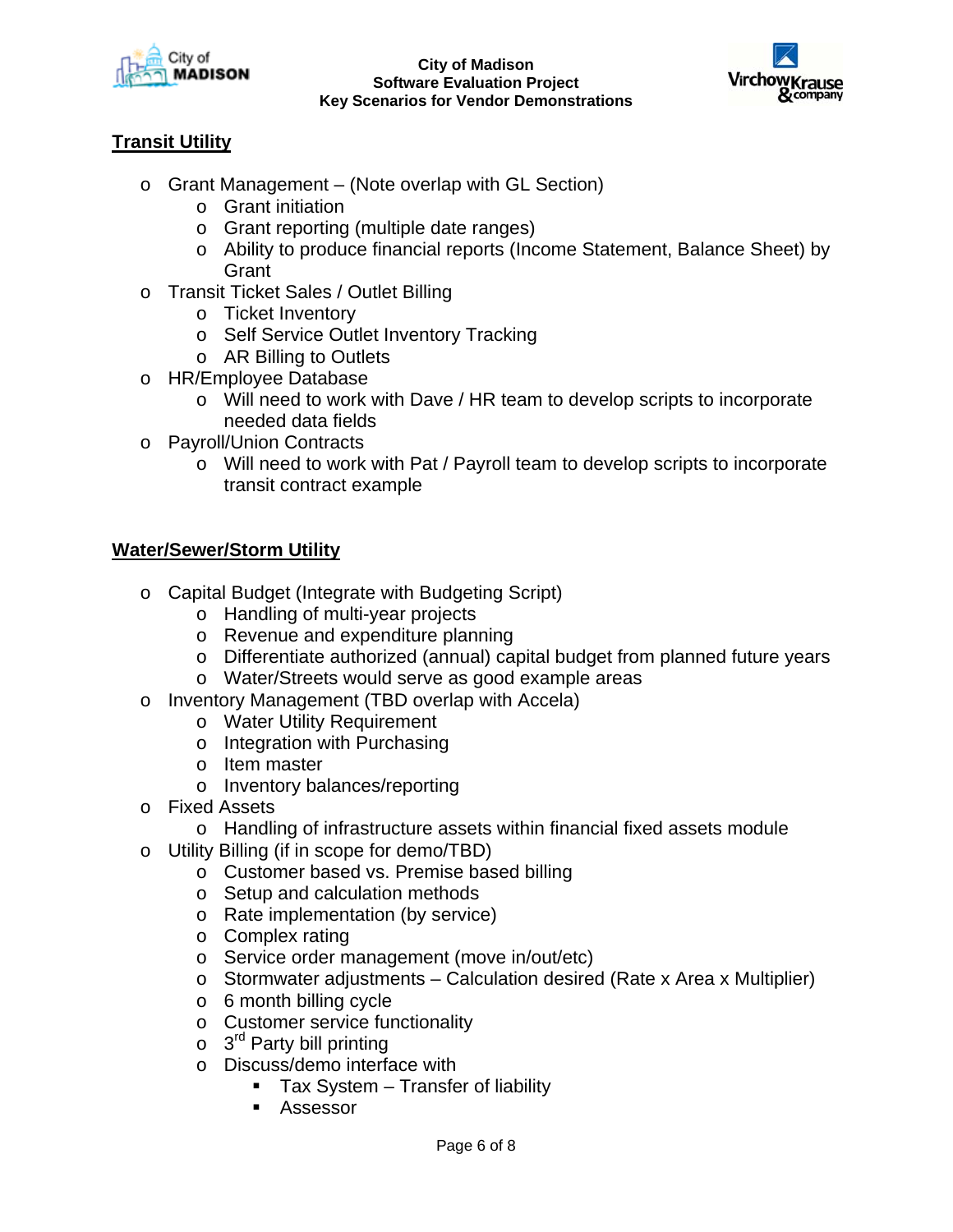## Transit Utility

- Grant Management – (Note overlap with GL Section)
  - Grant initiation
  - Grant reporting (multiple date ranges)
  - Ability to produce financial reports (Income Statement, Balance Sheet) by Grant
- Transit Ticket Sales / Outlet Billing
  - Ticket Inventory
  - Self Service Outlet Inventory Tracking
  - AR Billing to Outlets
- HR/Employee Database
  - Will need to work with Dave / HR team to develop scripts to incorporate needed data fields
- Payroll/Union Contracts
  - Will need to work with Pat / Payroll team to develop scripts to incorporate transit contract example

## Water/Sewer/Storm Utility

- Capital Budget (Integrate with Budgeting Script)
  - Handling of multi-year projects
  - Revenue and expenditure planning
  - Differentiate authorized (annual) capital budget from planned future years
  - Water/Streets would serve as good example areas
- Inventory Management (TBD overlap with Accela)
  - Water Utility Requirement
  - Integration with Purchasing
  - Item master
  - Inventory balances/reporting
- Fixed Assets
  - Handling of infrastructure assets within financial fixed assets module
- Utility Billing (if in scope for demo/TBD)
  - Customer based vs. Premise based billing
  - Setup and calculation methods
  - Rate implementation (by service)
  - Complex rating
  - Service order management (move in/out/etc)
  - Stormwater adjustments – Calculation desired (Rate x Area x Multiplier)
  - 6 month billing cycle
  - Customer service functionality
  - 3rd Party bill printing
  - Discuss/demo interface with
    - Tax System – Transfer of liability
    - Assessor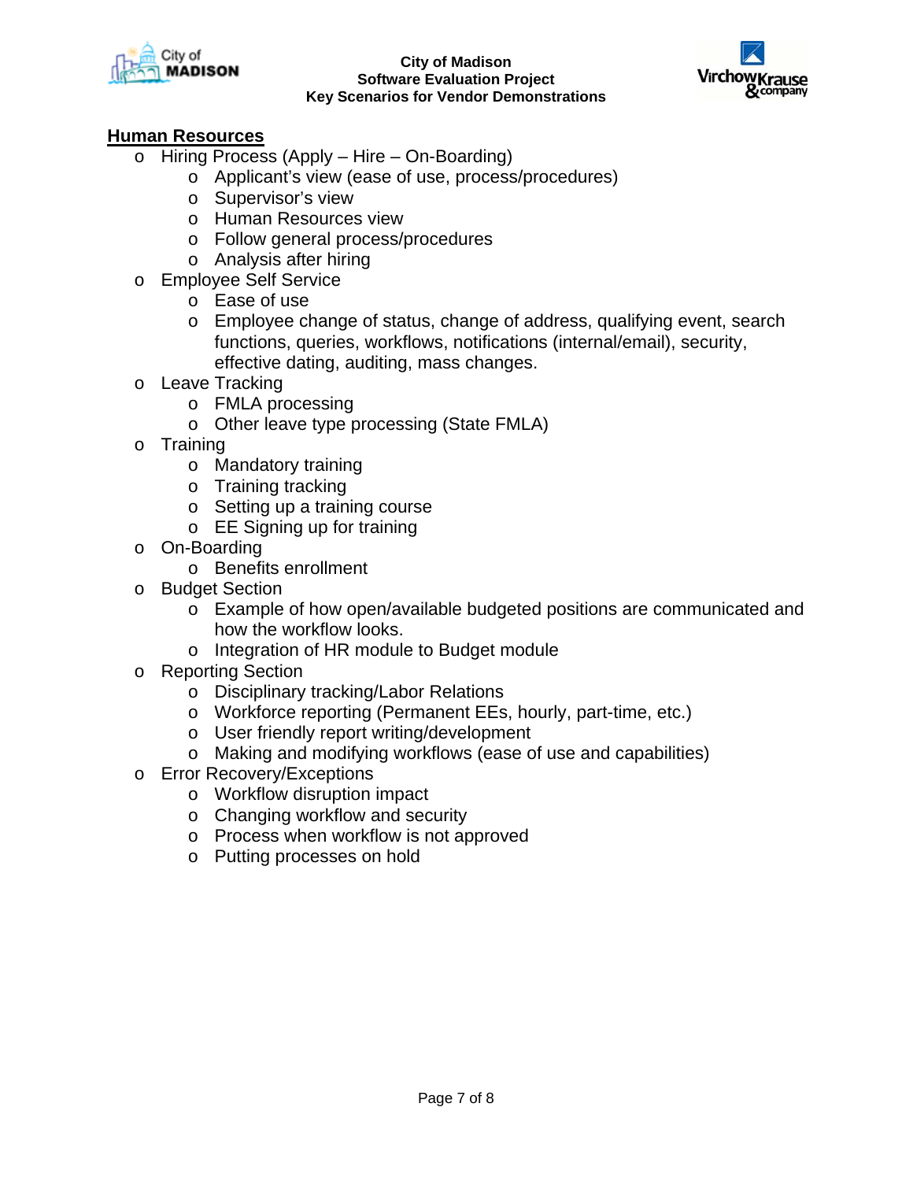## Human Resources

- Hiring Process (Apply – Hire – On-Boarding)
  - Applicant's view (ease of use, process/procedures)
  - Supervisor's view
  - Human Resources view
  - Follow general process/procedures
  - Analysis after hiring
- Employee Self Service
  - Ease of use
  - Employee change of status, change of address, qualifying event, search functions, queries, workflows, notifications (internal/email), security, effective dating, auditing, mass changes.
- Leave Tracking
  - FMLA processing
  - Other leave type processing (State FMLA)
- Training
  - Mandatory training
  - Training tracking
  - Setting up a training course
  - EE Signing up for training
- On-Boarding
  - Benefits enrollment
- Budget Section
  - Example of how open/available budgeted positions are communicated and how the workflow looks.
  - Integration of HR module to Budget module
- Reporting Section
  - Disciplinary tracking/Labor Relations
  - Workforce reporting (Permanent EEs, hourly, part-time, etc.)
  - User friendly report writing/development
  - Making and modifying workflows (ease of use and capabilities)
- Error Recovery/Exceptions
  - Workflow disruption impact
  - Changing workflow and security
  - Process when workflow is not approved
  - Putting processes on hold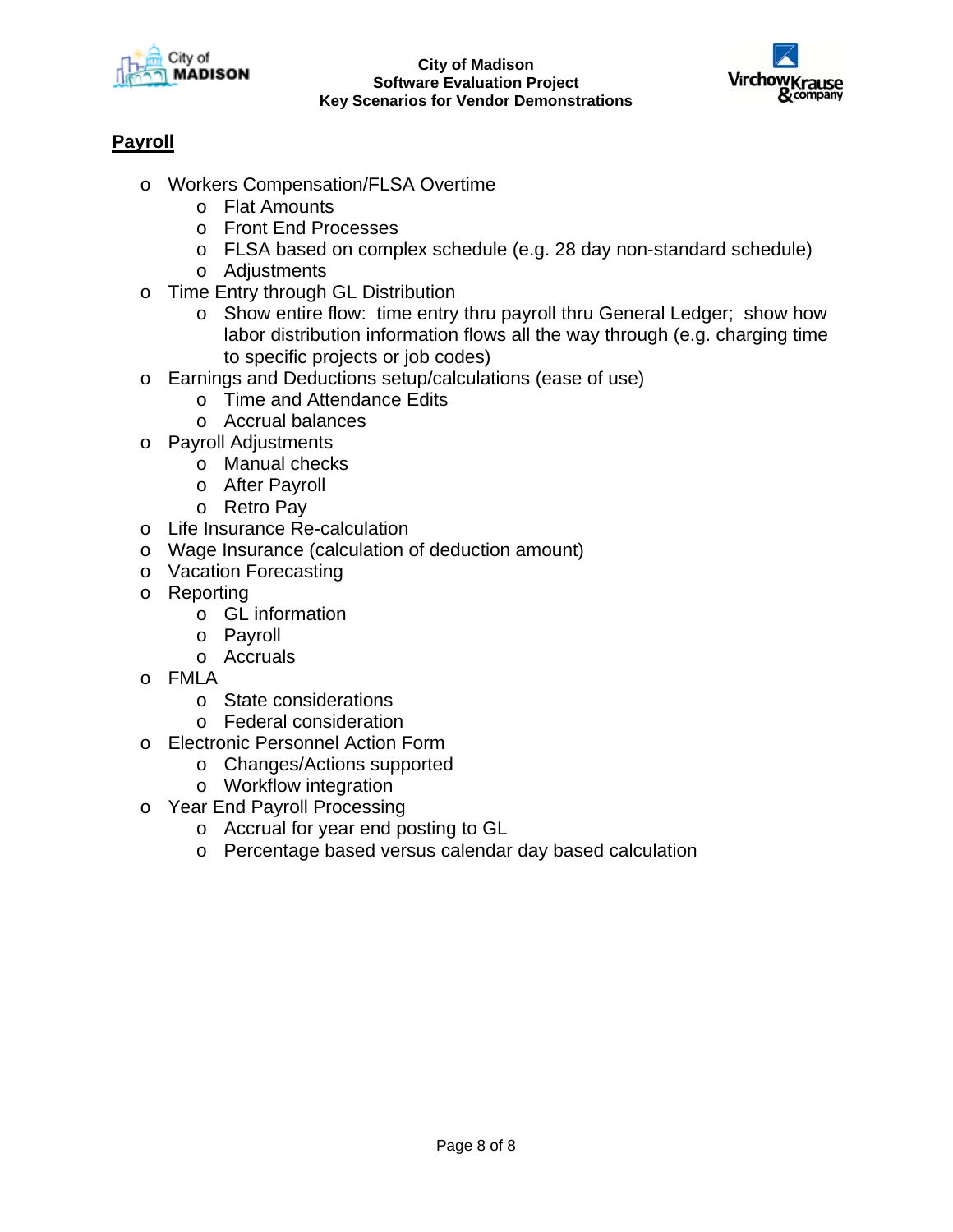## Payroll

- Workers Compensation/FLSA Overtime
  - Flat Amounts
  - Front End Processes
  - FLSA based on complex schedule (e.g. 28 day non-standard schedule)
  - Adjustments
- Time Entry through GL Distribution
  - Show entire flow: time entry thru payroll thru General Ledger; show how labor distribution information flows all the way through (e.g. charging time to specific projects or job codes)
- Earnings and Deductions setup/calculations (ease of use)
  - Time and Attendance Edits
  - Accrual balances
- Payroll Adjustments
  - Manual checks
  - After Payroll
  - Retro Pay
- Life Insurance Re-calculation
- Wage Insurance (calculation of deduction amount)
- Vacation Forecasting
- Reporting
  - GL information
  - Payroll
  - Accruals
- FMLA
  - State considerations
  - Federal consideration
- Electronic Personnel Action Form
  - Changes/Actions supported
  - Workflow integration
- Year End Payroll Processing
  - Accrual for year end posting to GL
  - Percentage based versus calendar day based calculation